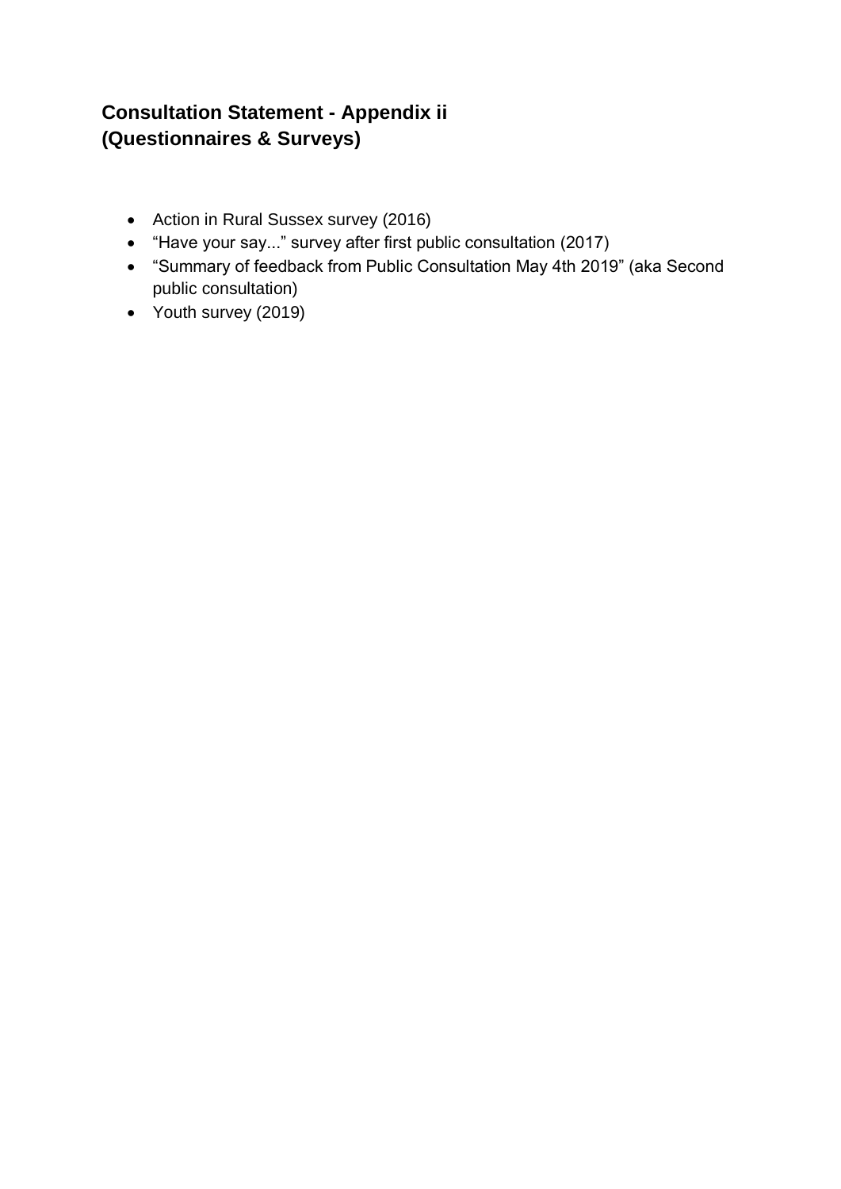# Consultation Statement - Appendix ii
# (Questionnaires & Surveys)

- Action in Rural Sussex survey (2016)
- "Have your say..." survey after first public consultation (2017)
- "Summary of feedback from Public Consultation May 4th 2019" (aka Second public consultation)
- Youth survey (2019)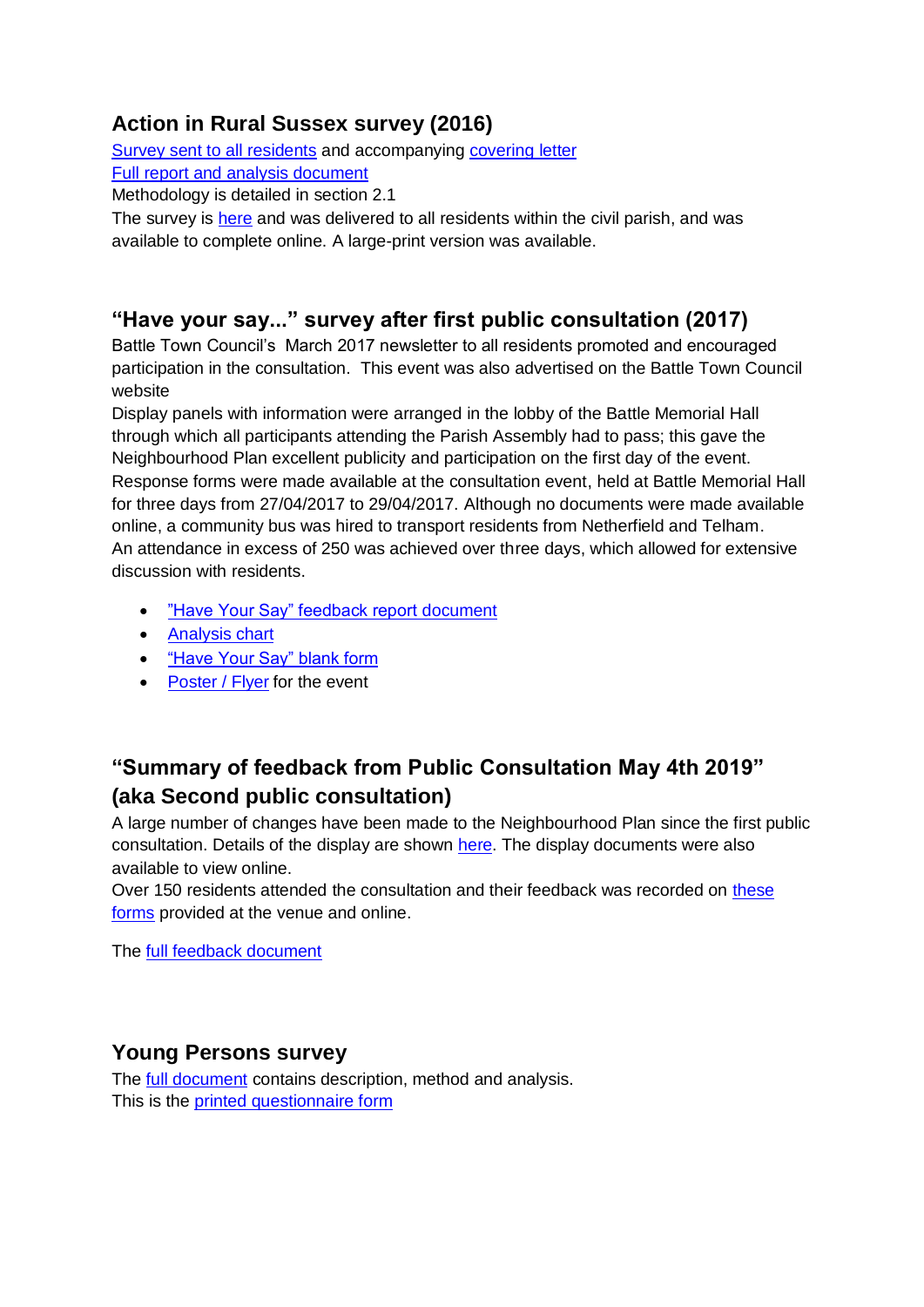## Action in Rural Sussex survey (2016)

Survey sent to all residents and accompanying covering letter
Full report and analysis document
Methodology is detailed in section 2.1
The survey is here and was delivered to all residents within the civil parish, and was available to complete online. A large-print version was available.

## "Have your say..." survey after first public consultation (2017)

Battle Town Council's March 2017 newsletter to all residents promoted and encouraged participation in the consultation. This event was also advertised on the Battle Town Council website
Display panels with information were arranged in the lobby of the Battle Memorial Hall through which all participants attending the Parish Assembly had to pass; this gave the Neighbourhood Plan excellent publicity and participation on the first day of the event.
Response forms were made available at the consultation event, held at Battle Memorial Hall for three days from 27/04/2017 to 29/04/2017. Although no documents were made available online, a community bus was hired to transport residents from Netherfield and Telham.
An attendance in excess of 250 was achieved over three days, which allowed for extensive discussion with residents.

- "Have Your Say" feedback report document
- Analysis chart
- "Have Your Say" blank form
- Poster / Flyer for the event

## "Summary of feedback from Public Consultation May 4th 2019" (aka Second public consultation)

A large number of changes have been made to the Neighbourhood Plan since the first public consultation. Details of the display are shown here. The display documents were also available to view online.
Over 150 residents attended the consultation and their feedback was recorded on these forms provided at the venue and online.

The full feedback document

## Young Persons survey

The full document contains description, method and analysis.
This is the printed questionnaire form